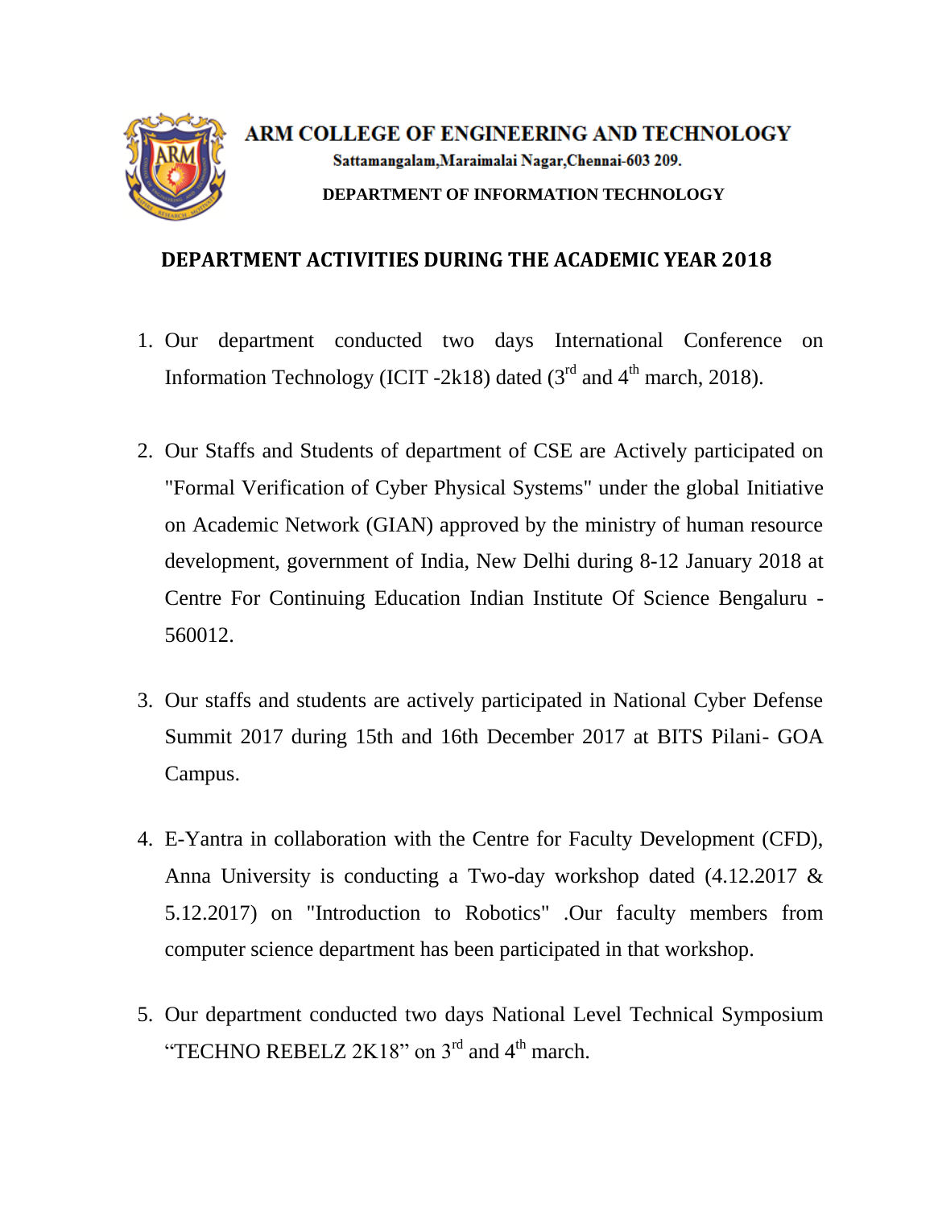# ARM COLLEGE OF ENGINEERING AND TECHNOLOGY

Sattamangalam,Maraimalai Nagar,Chennai-603 209.

**DEPARTMENT OF INFORMATION TECHNOLOGY**

## DEPARTMENT ACTIVITIES DURING THE ACADEMIC YEAR 2018

1. Our department conducted two days International Conference on Information Technology (ICIT -2k18) dated (3rd and 4th march, 2018).

2. Our Staffs and Students of department of CSE are Actively participated on "Formal Verification of Cyber Physical Systems" under the global Initiative on Academic Network (GIAN) approved by the ministry of human resource development, government of India, New Delhi during 8-12 January 2018 at Centre For Continuing Education Indian Institute Of Science Bengaluru - 560012.

3. Our staffs and students are actively participated in National Cyber Defense Summit 2017 during 15th and 16th December 2017 at BITS Pilani- GOA Campus.

4. E-Yantra in collaboration with the Centre for Faculty Development (CFD), Anna University is conducting a Two-day workshop dated (4.12.2017 & 5.12.2017) on "Introduction to Robotics" .Our faculty members from computer science department has been participated in that workshop.

5. Our department conducted two days National Level Technical Symposium "TECHNO REBELZ 2K18" on 3rd and 4th march.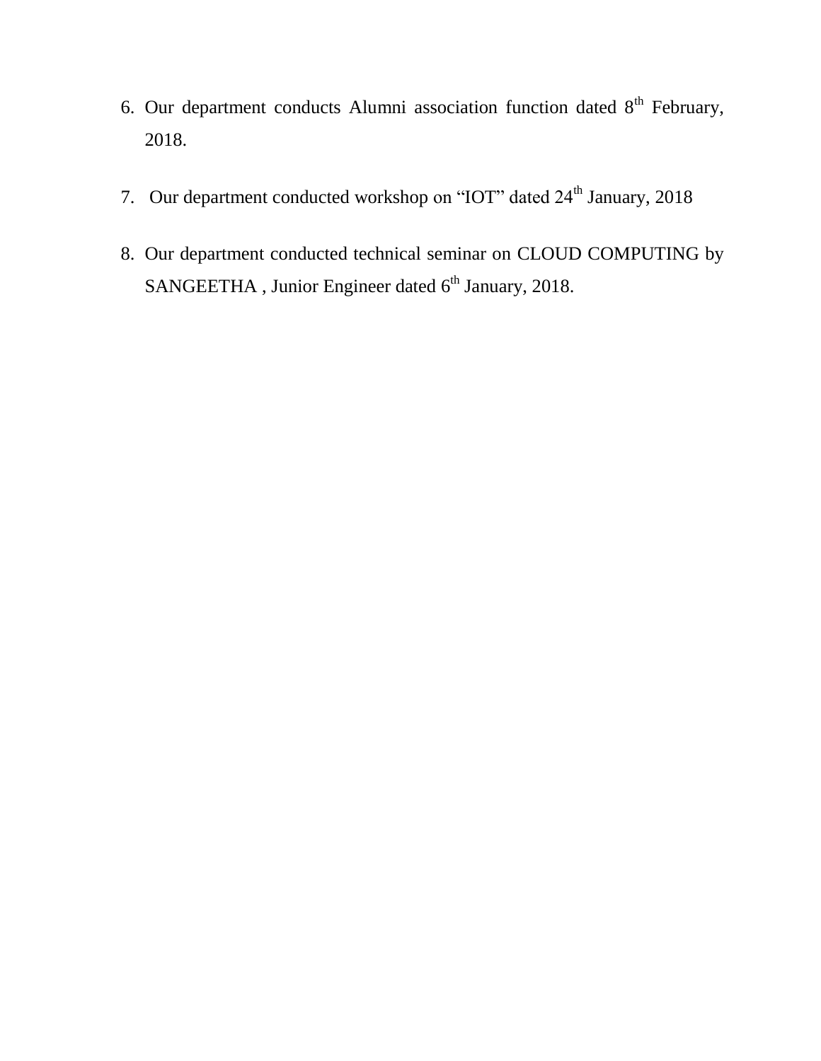6. Our department conducts Alumni association function dated 8th February, 2018.

7. Our department conducted workshop on “IOT” dated 24th January, 2018

8. Our department conducted technical seminar on CLOUD COMPUTING by SANGEETHA , Junior Engineer dated 6th January, 2018.